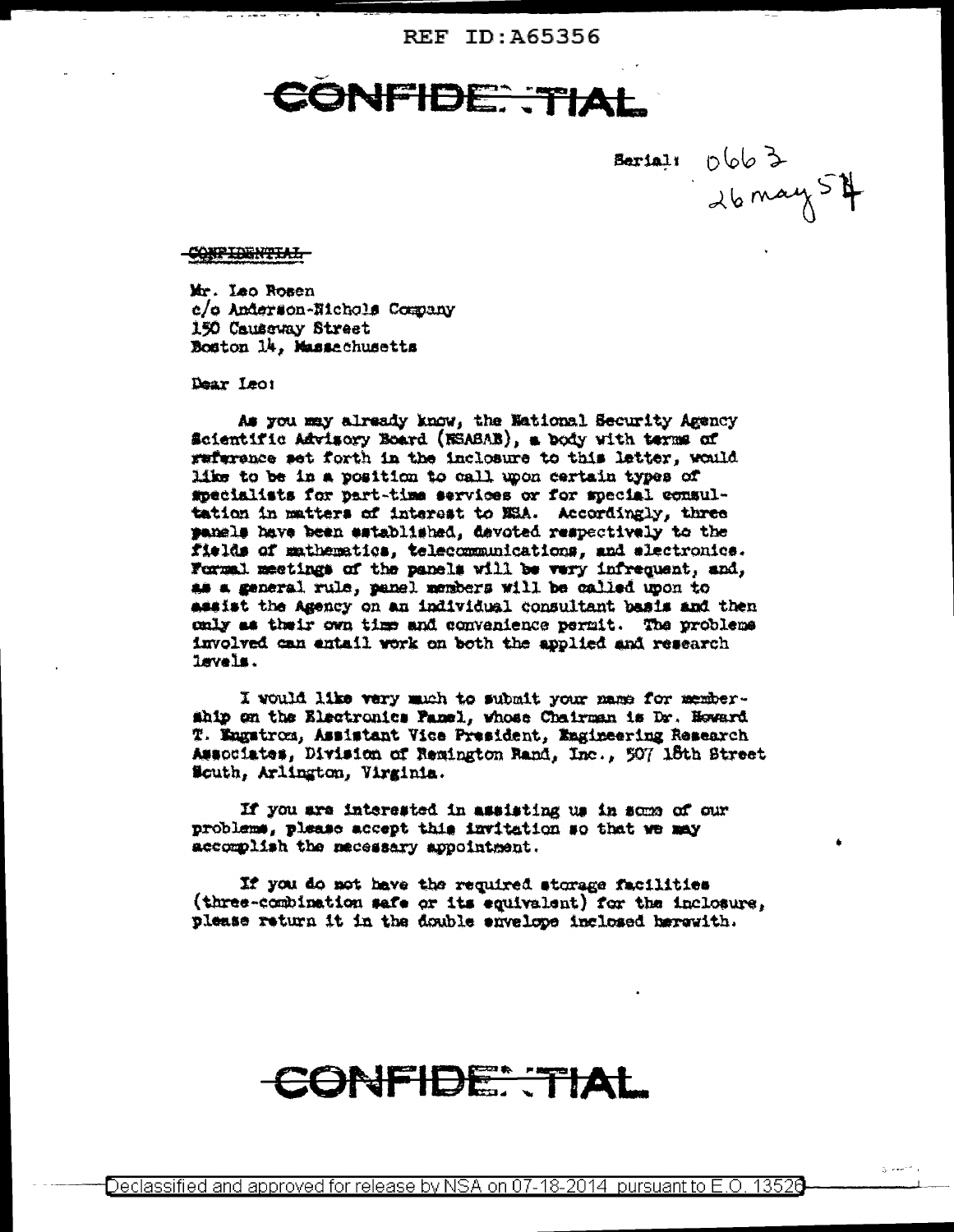REF ID:A65356

**CONFIDENTIAL**

Serial: 0663
26 May 54

CONFIDENTIAL

Mr. Leo Rosen
c/o Anderson-Nichols Company
150 Causeway Street
Boston 14, Massachusetts

Dear Leo:

As you may already know, the National Security Agency Scientific Advisory Board (NSASAB), a body with terms of reference set forth in the inclosure to this letter, would like to be in a position to call upon certain types of specialists for part-time services or for special consultation in matters of interest to NSA. Accordingly, three panels have been established, devoted respectively to the fields of mathematics, telecommunications, and electronics. Formal meetings of the panels will be very infrequent, and, as a general rule, panel members will be called upon to assist the Agency on an individual consultant basis and then only as their own time and convenience permit. The problems involved can entail work on both the applied and research levels.

I would like very much to submit your name for membership on the Electronics Panel, whose Chairman is Dr. Howard T. Engstrom, Assistant Vice President, Engineering Research Associates, Division of Remington Rand, Inc., 507 18th Street South, Arlington, Virginia.

If you are interested in assisting us in some of our problems, please accept this invitation so that we may accomplish the necessary appointment.

If you do not have the required storage facilities (three-combination safe or its equivalent) for the inclosure, please return it in the double envelope inclosed herewith.

**CONFIDENTIAL**

Declassified and approved for release by NSA on 07-18-2014 pursuant to E.O. 13526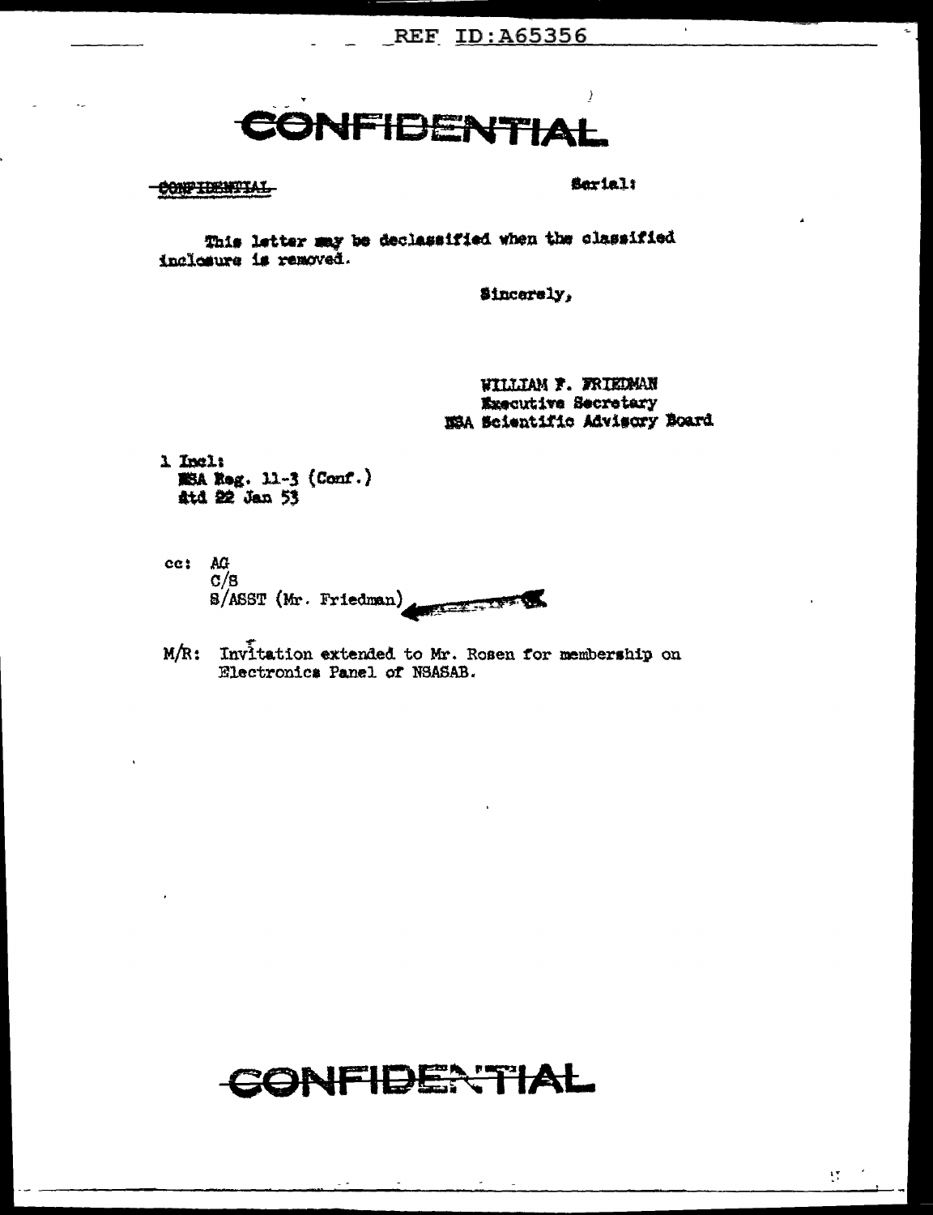CONFIDENTIAL

~~CONFIDENTIAL~~ Serial:

This letter may be declassified when the classified inclosure is removed.

Sincerely,

WILLIAM F. FRIEDMAN
Executive Secretary
NSA Scientific Advisory Board

1 Incl:
NSA Reg. 11-3 (Conf.)
dtd 22 Jan 53

cc: AG
C/S
S/ASST (Mr. Friedman)

M/R: Invitation extended to Mr. Rosen for membership on Electronics Panel of NSASAB.

CONFIDENTIAL